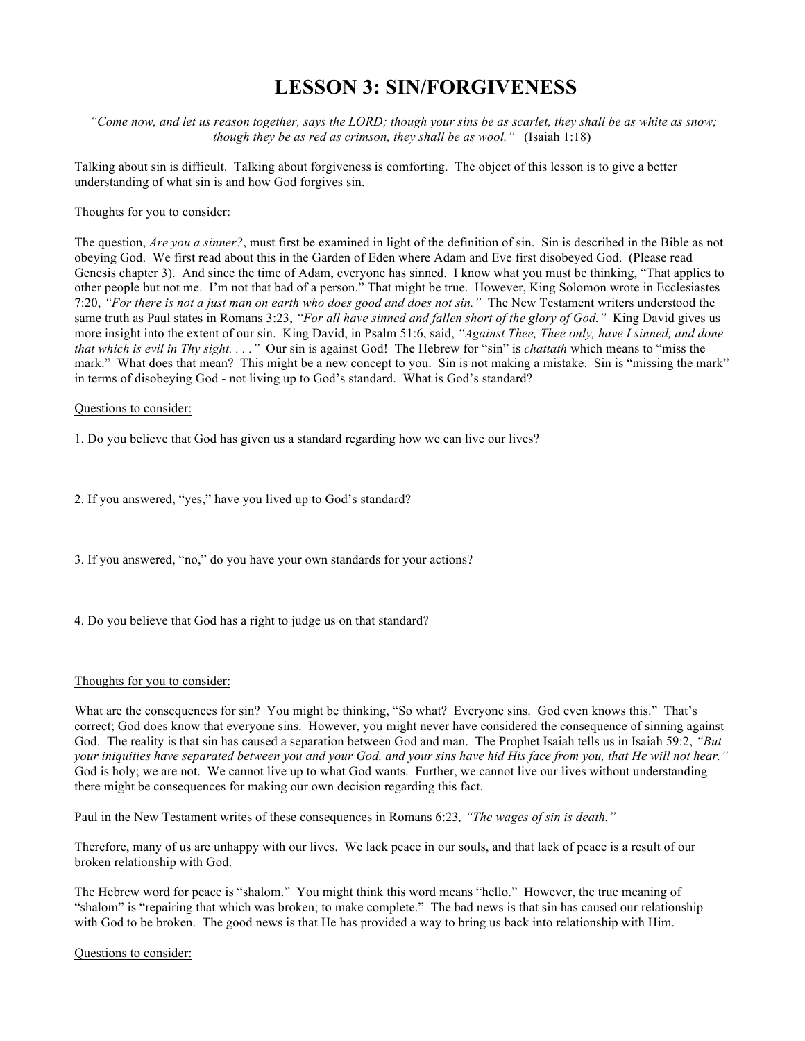# LESSON 3: SIN/FORGIVENESS

*"Come now, and let us reason together, says the LORD; though your sins be as scarlet, they shall be as white as snow; though they be as red as crimson, they shall be as wool."* (Isaiah 1:18)

Talking about sin is difficult. Talking about forgiveness is comforting. The object of this lesson is to give a better understanding of what sin is and how God forgives sin.

<u>Thoughts for you to consider:</u>

The question, *Are you a sinner?*, must first be examined in light of the definition of sin. Sin is described in the Bible as not obeying God. We first read about this in the Garden of Eden where Adam and Eve first disobeyed God. (Please read Genesis chapter 3). And since the time of Adam, everyone has sinned. I know what you must be thinking, "That applies to other people but not me. I'm not that bad of a person." That might be true. However, King Solomon wrote in Ecclesiastes 7:20, *"For there is not a just man on earth who does good and does not sin."* The New Testament writers understood the same truth as Paul states in Romans 3:23, *"For all have sinned and fallen short of the glory of God."* King David gives us more insight into the extent of our sin. King David, in Psalm 51:6, said, *"Against Thee, Thee only, have I sinned, and done that which is evil in Thy sight. . . ."* Our sin is against God! The Hebrew for "sin" is *chattah* which means to "miss the mark." What does that mean? This might be a new concept to you. Sin is not making a mistake. Sin is "missing the mark" in terms of disobeying God - not living up to God's standard. What is God's standard?

<u>Questions to consider:</u>

1. Do you believe that God has given us a standard regarding how we can live our lives?

2. If you answered, "yes," have you lived up to God's standard?

3. If you answered, "no," do you have your own standards for your actions?

4. Do you believe that God has a right to judge us on that standard?

<u>Thoughts for you to consider:</u>

What are the consequences for sin? You might be thinking, "So what? Everyone sins. God even knows this." That's correct; God does know that everyone sins. However, you might never have considered the consequence of sinning against God. The reality is that sin has caused a separation between God and man. The Prophet Isaiah tells us in Isaiah 59:2, *"But your iniquities have separated between you and your God, and your sins have hid His face from you, that He will not hear."* God is holy; we are not. We cannot live up to what God wants. Further, we cannot live our lives without understanding there might be consequences for making our own decision regarding this fact.

Paul in the New Testament writes of these consequences in Romans 6:23, *"The wages of sin is death."*

Therefore, many of us are unhappy with our lives. We lack peace in our souls, and that lack of peace is a result of our broken relationship with God.

The Hebrew word for peace is "shalom." You might think this word means "hello." However, the true meaning of "shalom" is "repairing that which was broken; to make complete." The bad news is that sin has caused our relationship with God to be broken. The good news is that He has provided a way to bring us back into relationship with Him.

<u>Questions to consider:</u>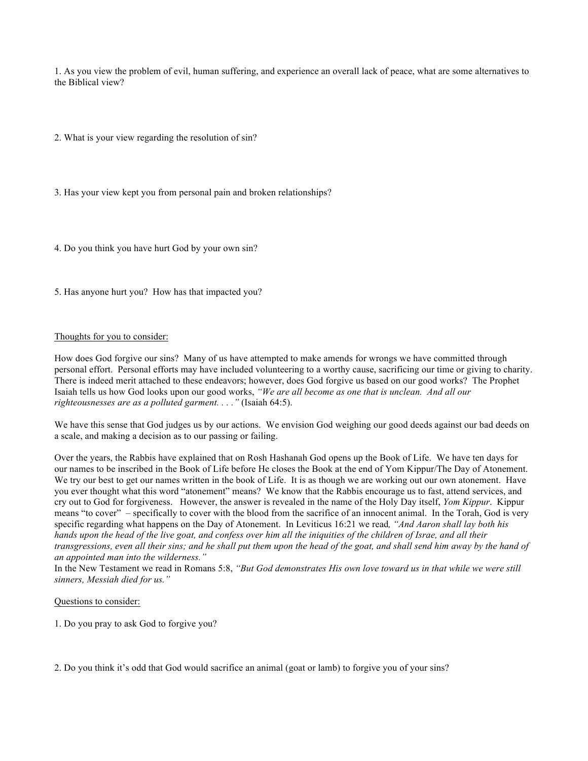1. As you view the problem of evil, human suffering, and experience an overall lack of peace, what are some alternatives to the Biblical view?

2. What is your view regarding the resolution of sin?

3. Has your view kept you from personal pain and broken relationships?

4. Do you think you have hurt God by your own sin?

5. Has anyone hurt you? How has that impacted you?

<u>Thoughts for you to consider:</u>

How does God forgive our sins? Many of us have attempted to make amends for wrongs we have committed through personal effort. Personal efforts may have included volunteering to a worthy cause, sacrificing our time or giving to charity. There is indeed merit attached to these endeavors; however, does God forgive us based on our good works? The Prophet Isaiah tells us how God looks upon our good works, *"We are all become as one that is unclean. And all our righteousnesses are as a polluted garment. . . ."* (Isaiah 64:5).

We have this sense that God judges us by our actions. We envision God weighing our good deeds against our bad deeds on a scale, and making a decision as to our passing or failing.

Over the years, the Rabbis have explained that on Rosh Hashanah God opens up the Book of Life. We have ten days for our names to be inscribed in the Book of Life before He closes the Book at the end of Yom Kippur/The Day of Atonement. We try our best to get our names written in the book of Life. It is as though we are working out our own atonement. Have you ever thought what this word "atonement" means? We know that the Rabbis encourage us to fast, attend services, and cry out to God for forgiveness. However, the answer is revealed in the name of the Holy Day itself, *Yom Kippur*. Kippur means "to cover" – specifically to cover with the blood from the sacrifice of an innocent animal. In the Torah, God is very specific regarding what happens on the Day of Atonement. In Leviticus 16:21 we read*, "And Aaron shall lay both his hands upon the head of the live goat, and confess over him all the iniquities of the children of Israe, and all their transgressions, even all their sins; and he shall put them upon the head of the goat, and shall send him away by the hand of an appointed man into the wilderness."*

In the New Testament we read in Romans 5:8, *"But God demonstrates His own love toward us in that while we were still sinners, Messiah died for us."*

<u>Questions to consider:</u>

1. Do you pray to ask God to forgive you?

2. Do you think it's odd that God would sacrifice an animal (goat or lamb) to forgive you of your sins?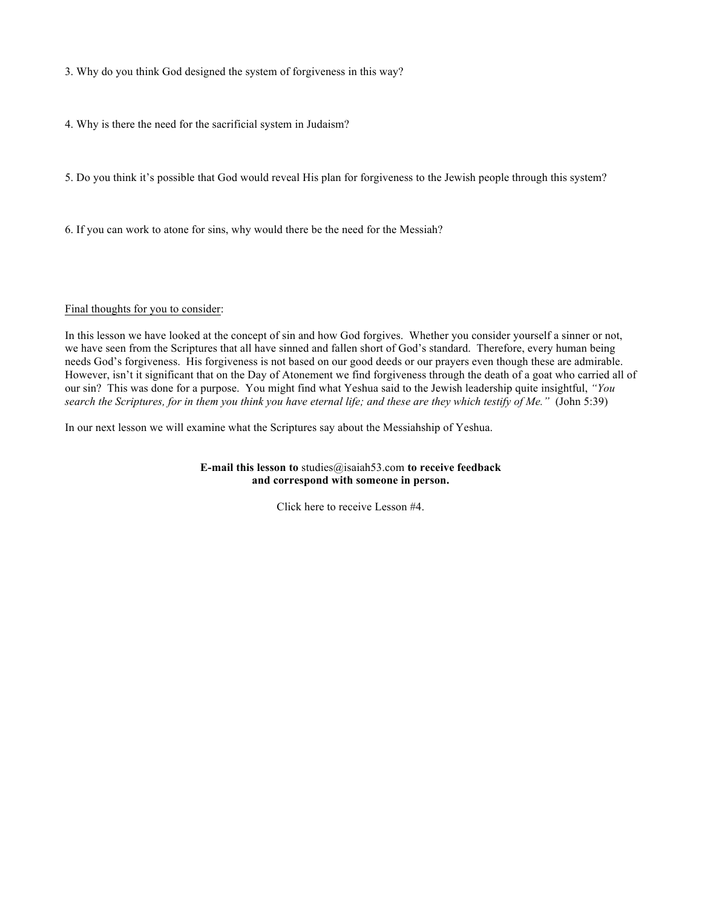3. Why do you think God designed the system of forgiveness in this way?

4. Why is there the need for the sacrificial system in Judaism?

5. Do you think it's possible that God would reveal His plan for forgiveness to the Jewish people through this system?

6. If you can work to atone for sins, why would there be the need for the Messiah?

<u>Final thoughts for you to consider</u>:

In this lesson we have looked at the concept of sin and how God forgives. Whether you consider yourself a sinner or not, we have seen from the Scriptures that all have sinned and fallen short of God's standard. Therefore, every human being needs God's forgiveness. His forgiveness is not based on our good deeds or our prayers even though these are admirable. However, isn't it significant that on the Day of Atonement we find forgiveness through the death of a goat who carried all of our sin? This was done for a purpose. You might find what Yeshua said to the Jewish leadership quite insightful, *"You search the Scriptures, for in them you think you have eternal life; and these are they which testify of Me."* (John 5:39)

In our next lesson we will examine what the Scriptures say about the Messiahship of Yeshua.

**E-mail this lesson to** studies@isaiah53.com **to receive feedback and correspond with someone in person.**

Click here to receive Lesson #4.